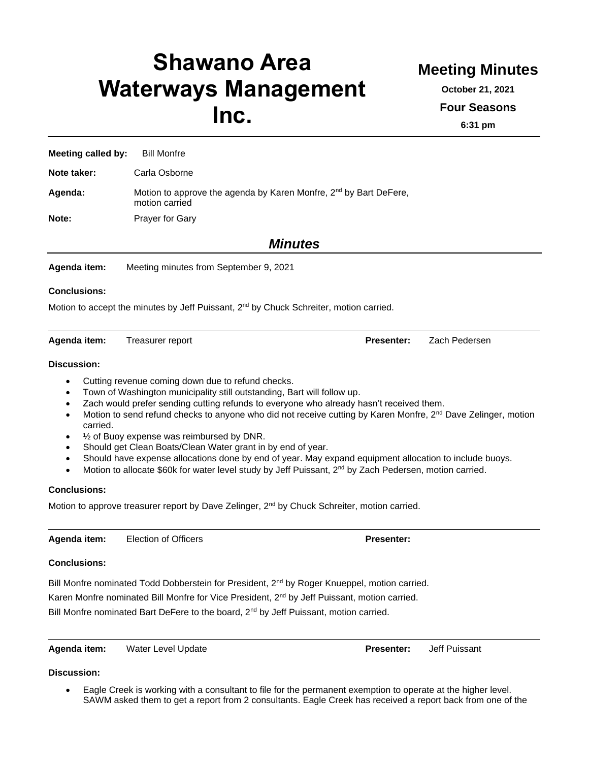# Shawano Area Waterways Management Inc.

## Meeting Minutes

**October 21, 2021**

**Four Seasons**

**6:31 pm**

---

**Meeting called by:** Bill Monfre

**Note taker:** Carla Osborne

**Agenda:** Motion to approve the agenda by Karen Monfre, 2nd by Bart DeFere, motion carried

**Note:** Prayer for Gary

## *Minutes*

**Agenda item:** Meeting minutes from September 9, 2021

**Conclusions:**

Motion to accept the minutes by Jeff Puissant, 2nd by Chuck Schreiter, motion carried.

---

**Agenda item:** Treasurer report **Presenter:** Zach Pedersen

**Discussion:**

- Cutting revenue coming down due to refund checks.
- Town of Washington municipality still outstanding, Bart will follow up.
- Zach would prefer sending cutting refunds to everyone who already hasn't received them.
- Motion to send refund checks to anyone who did not receive cutting by Karen Monfre, 2nd Dave Zelinger, motion carried.
- ½ of Buoy expense was reimbursed by DNR.
- Should get Clean Boats/Clean Water grant in by end of year.
- Should have expense allocations done by end of year. May expand equipment allocation to include buoys.
- Motion to allocate $60k for water level study by Jeff Puissant, 2nd by Zach Pedersen, motion carried.

**Conclusions:**

Motion to approve treasurer report by Dave Zelinger, 2nd by Chuck Schreiter, motion carried.

---

**Agenda item:** Election of Officers **Presenter:**

**Conclusions:**

Bill Monfre nominated Todd Dobberstein for President, 2nd by Roger Knueppel, motion carried.

Karen Monfre nominated Bill Monfre for Vice President, 2nd by Jeff Puissant, motion carried.

Bill Monfre nominated Bart DeFere to the board, 2nd by Jeff Puissant, motion carried.

---

**Agenda item:** Water Level Update **Presenter:** Jeff Puissant

**Discussion:**

- Eagle Creek is working with a consultant to file for the permanent exemption to operate at the higher level. SAWM asked them to get a report from 2 consultants. Eagle Creek has received a report back from one of the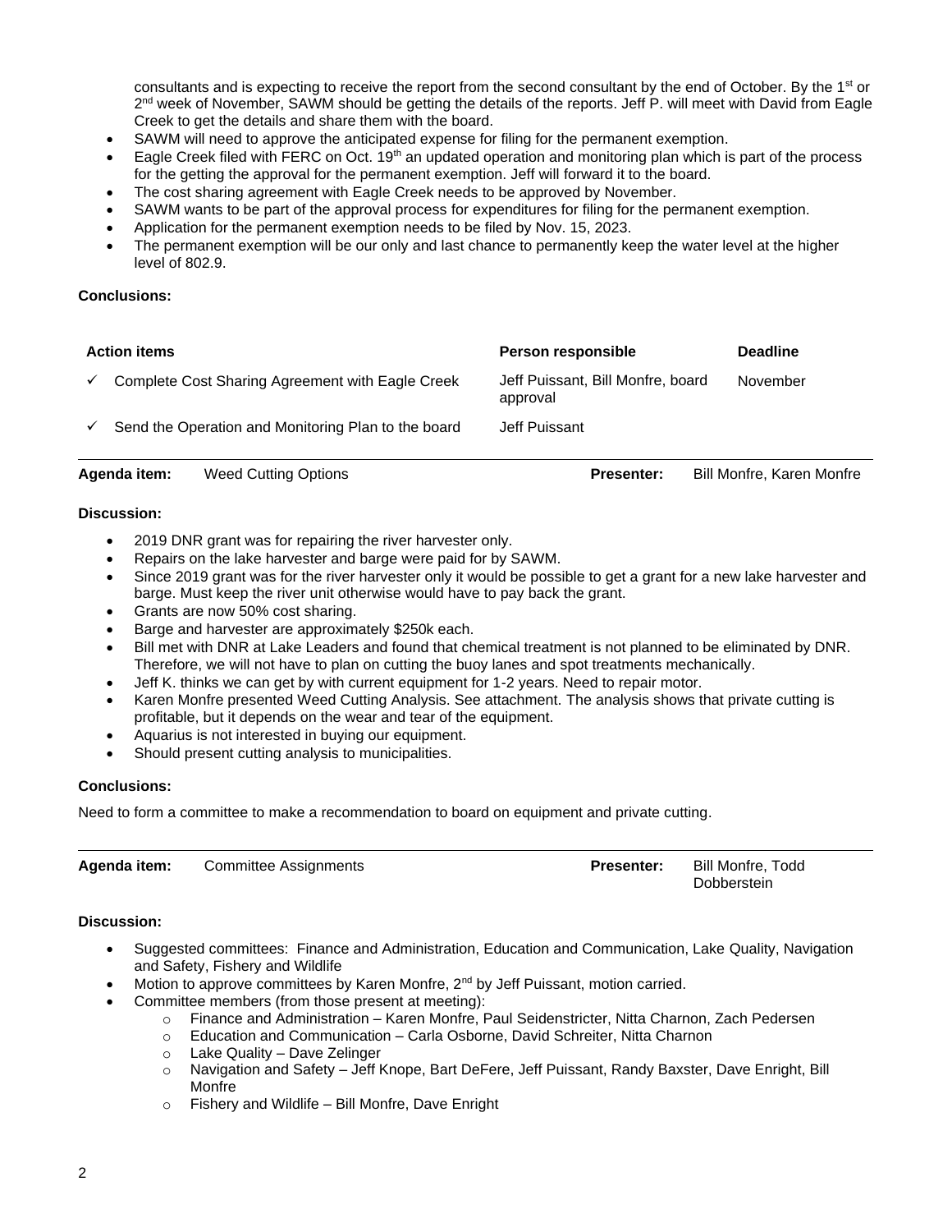consultants and is expecting to receive the report from the second consultant by the end of October. By the 1st or 2nd week of November, SAWM should be getting the details of the reports. Jeff P. will meet with David from Eagle Creek to get the details and share them with the board.

- SAWM will need to approve the anticipated expense for filing for the permanent exemption.
- Eagle Creek filed with FERC on Oct. 19th an updated operation and monitoring plan which is part of the process for the getting the approval for the permanent exemption. Jeff will forward it to the board.
- The cost sharing agreement with Eagle Creek needs to be approved by November.
- SAWM wants to be part of the approval process for expenditures for filing for the permanent exemption.
- Application for the permanent exemption needs to be filed by Nov. 15, 2023.
- The permanent exemption will be our only and last chance to permanently keep the water level at the higher level of 802.9.

**Conclusions:**

| Action items | Person responsible | Deadline |
|---|---|---|
| ✓ Complete Cost Sharing Agreement with Eagle Creek | Jeff Puissant, Bill Monfre, board approval | November |
| ✓ Send the Operation and Monitoring Plan to the board | Jeff Puissant | |

---

**Agenda item:** Weed Cutting Options **Presenter:** Bill Monfre, Karen Monfre

**Discussion:**

- 2019 DNR grant was for repairing the river harvester only.
- Repairs on the lake harvester and barge were paid for by SAWM.
- Since 2019 grant was for the river harvester only it would be possible to get a grant for a new lake harvester and barge. Must keep the river unit otherwise would have to pay back the grant.
- Grants are now 50% cost sharing.
- Barge and harvester are approximately $250k each.
- Bill met with DNR at Lake Leaders and found that chemical treatment is not planned to be eliminated by DNR. Therefore, we will not have to plan on cutting the buoy lanes and spot treatments mechanically.
- Jeff K. thinks we can get by with current equipment for 1-2 years. Need to repair motor.
- Karen Monfre presented Weed Cutting Analysis. See attachment. The analysis shows that private cutting is profitable, but it depends on the wear and tear of the equipment.
- Aquarius is not interested in buying our equipment.
- Should present cutting analysis to municipalities.

**Conclusions:**

Need to form a committee to make a recommendation to board on equipment and private cutting.

---

**Agenda item:** Committee Assignments **Presenter:** Bill Monfre, Todd Dobberstein

**Discussion:**

- Suggested committees: Finance and Administration, Education and Communication, Lake Quality, Navigation and Safety, Fishery and Wildlife
- Motion to approve committees by Karen Monfre, 2nd by Jeff Puissant, motion carried.
- Committee members (from those present at meeting):
  - Finance and Administration – Karen Monfre, Paul Seidenstricter, Nitta Charnon, Zach Pedersen
  - Education and Communication – Carla Osborne, David Schreiter, Nitta Charnon
  - Lake Quality – Dave Zelinger
  - Navigation and Safety – Jeff Knope, Bart DeFere, Jeff Puissant, Randy Baxster, Dave Enright, Bill Monfre
  - Fishery and Wildlife – Bill Monfre, Dave Enright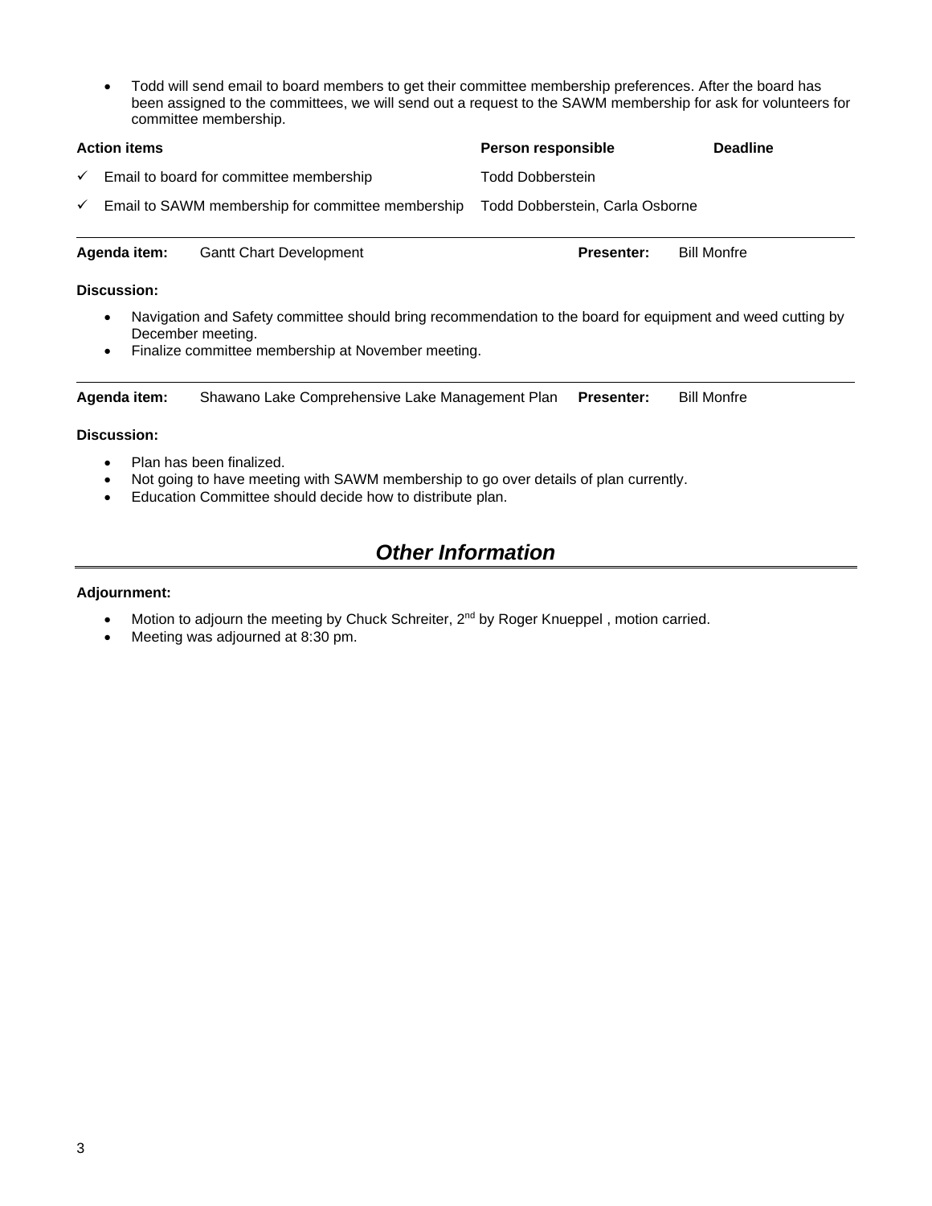- Todd will send email to board members to get their committee membership preferences. After the board has been assigned to the committees, we will send out a request to the SAWM membership for ask for volunteers for committee membership.

| Action items | Person responsible | Deadline |
|---|---|---|
| ✓ Email to board for committee membership | Todd Dobberstein | |
| ✓ Email to SAWM membership for committee membership | Todd Dobberstein, Carla Osborne | |

---

| **Agenda item:** | Gantt Chart Development | **Presenter:** | Bill Monfre |
|---|---|---|---|

**Discussion:**

- Navigation and Safety committee should bring recommendation to the board for equipment and weed cutting by December meeting.
- Finalize committee membership at November meeting.

---

| **Agenda item:** | Shawano Lake Comprehensive Lake Management Plan | **Presenter:** | Bill Monfre |
|---|---|---|---|

**Discussion:**

- Plan has been finalized.
- Not going to have meeting with SAWM membership to go over details of plan currently.
- Education Committee should decide how to distribute plan.

## *Other Information*

**Adjournment:**

- Motion to adjourn the meeting by Chuck Schreiter, 2nd by Roger Knueppel , motion carried.
- Meeting was adjourned at 8:30 pm.